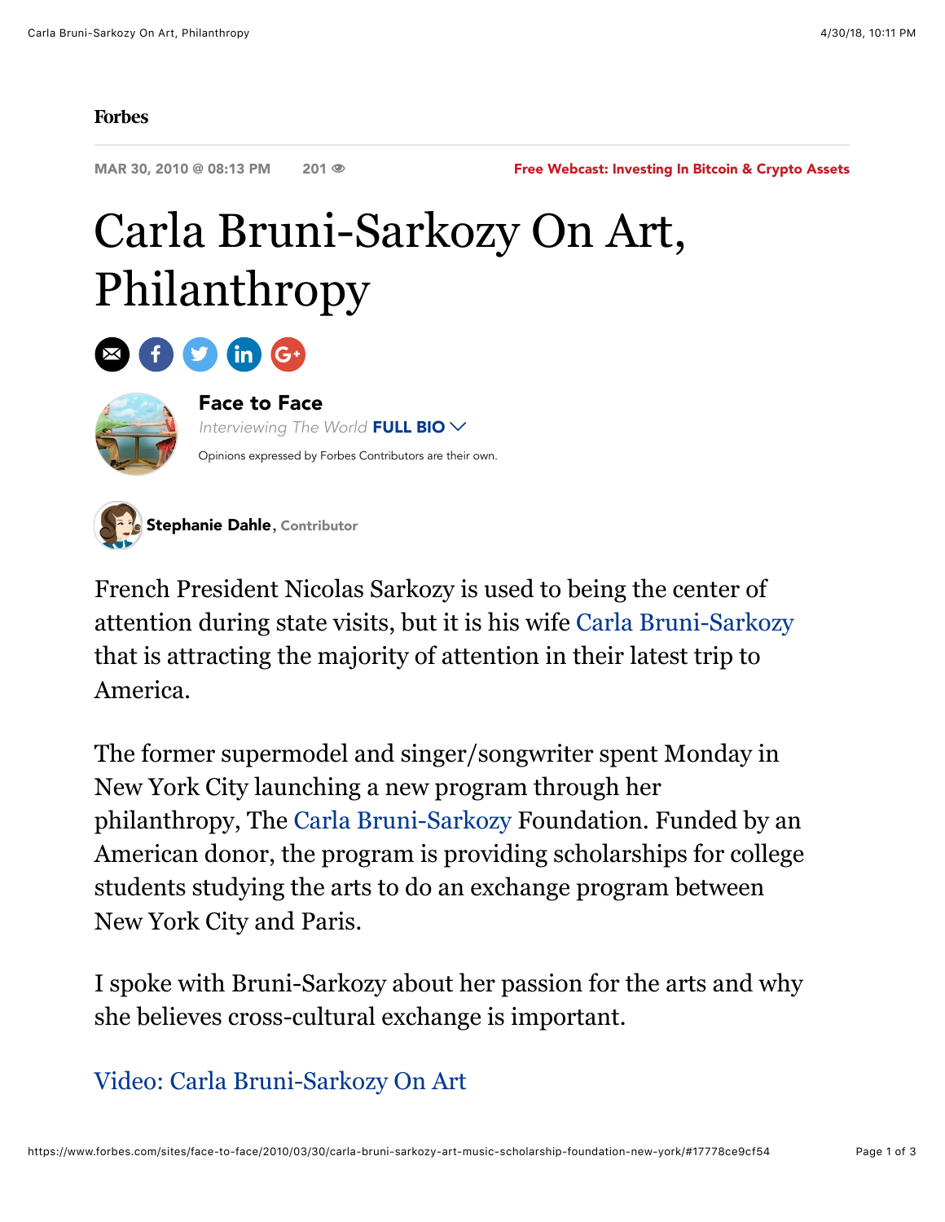Forbes

MAR 30, 2010 @ 08:13 PM 201

Free Webcast: Investing In Bitcoin & Crypto Assets

# Carla Bruni-Sarkozy On Art, Philanthropy

**Face to Face**

*Interviewing The World* **FULL BIO**

Opinions expressed by Forbes Contributors are their own.

**Stephanie Dahle**, Contributor

French President Nicolas Sarkozy is used to being the center of attention during state visits, but it is his wife Carla Bruni-Sarkozy that is attracting the majority of attention in their latest trip to America.

The former supermodel and singer/songwriter spent Monday in New York City launching a new program through her philanthropy, The Carla Bruni-Sarkozy Foundation. Funded by an American donor, the program is providing scholarships for college students studying the arts to do an exchange program between New York City and Paris.

I spoke with Bruni-Sarkozy about her passion for the arts and why she believes cross-cultural exchange is important.

Video: Carla Bruni-Sarkozy On Art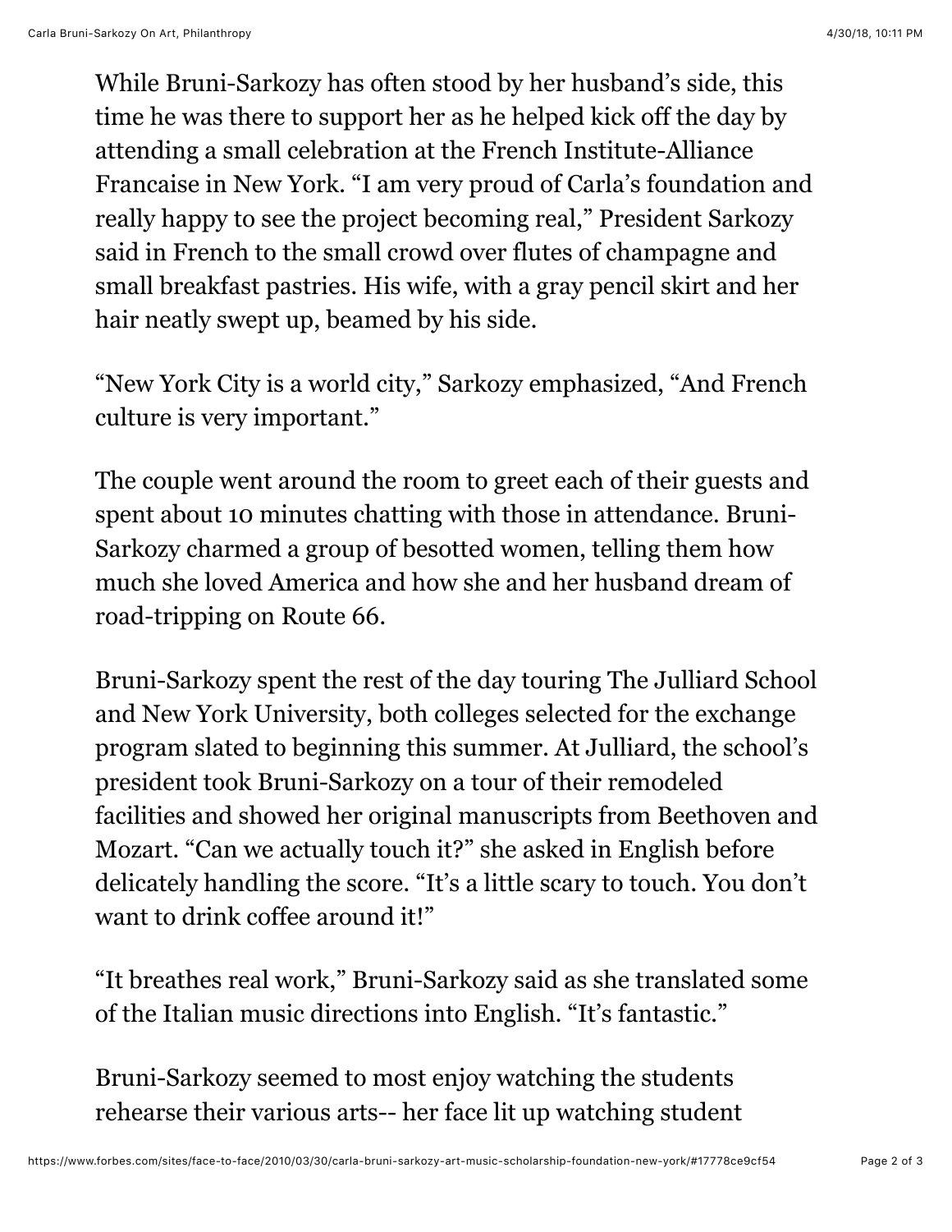While Bruni-Sarkozy has often stood by her husband's side, this time he was there to support her as he helped kick off the day by attending a small celebration at the French Institute-Alliance Francaise in New York. "I am very proud of Carla's foundation and really happy to see the project becoming real," President Sarkozy said in French to the small crowd over flutes of champagne and small breakfast pastries. His wife, with a gray pencil skirt and her hair neatly swept up, beamed by his side.

"New York City is a world city," Sarkozy emphasized, "And French culture is very important."

The couple went around the room to greet each of their guests and spent about 10 minutes chatting with those in attendance. Bruni-Sarkozy charmed a group of besotted women, telling them how much she loved America and how she and her husband dream of road-tripping on Route 66.

Bruni-Sarkozy spent the rest of the day touring The Julliard School and New York University, both colleges selected for the exchange program slated to beginning this summer. At Julliard, the school's president took Bruni-Sarkozy on a tour of their remodeled facilities and showed her original manuscripts from Beethoven and Mozart. "Can we actually touch it?" she asked in English before delicately handling the score. "It's a little scary to touch. You don't want to drink coffee around it!"

"It breathes real work," Bruni-Sarkozy said as she translated some of the Italian music directions into English. "It's fantastic."

Bruni-Sarkozy seemed to most enjoy watching the students rehearse their various arts-- her face lit up watching student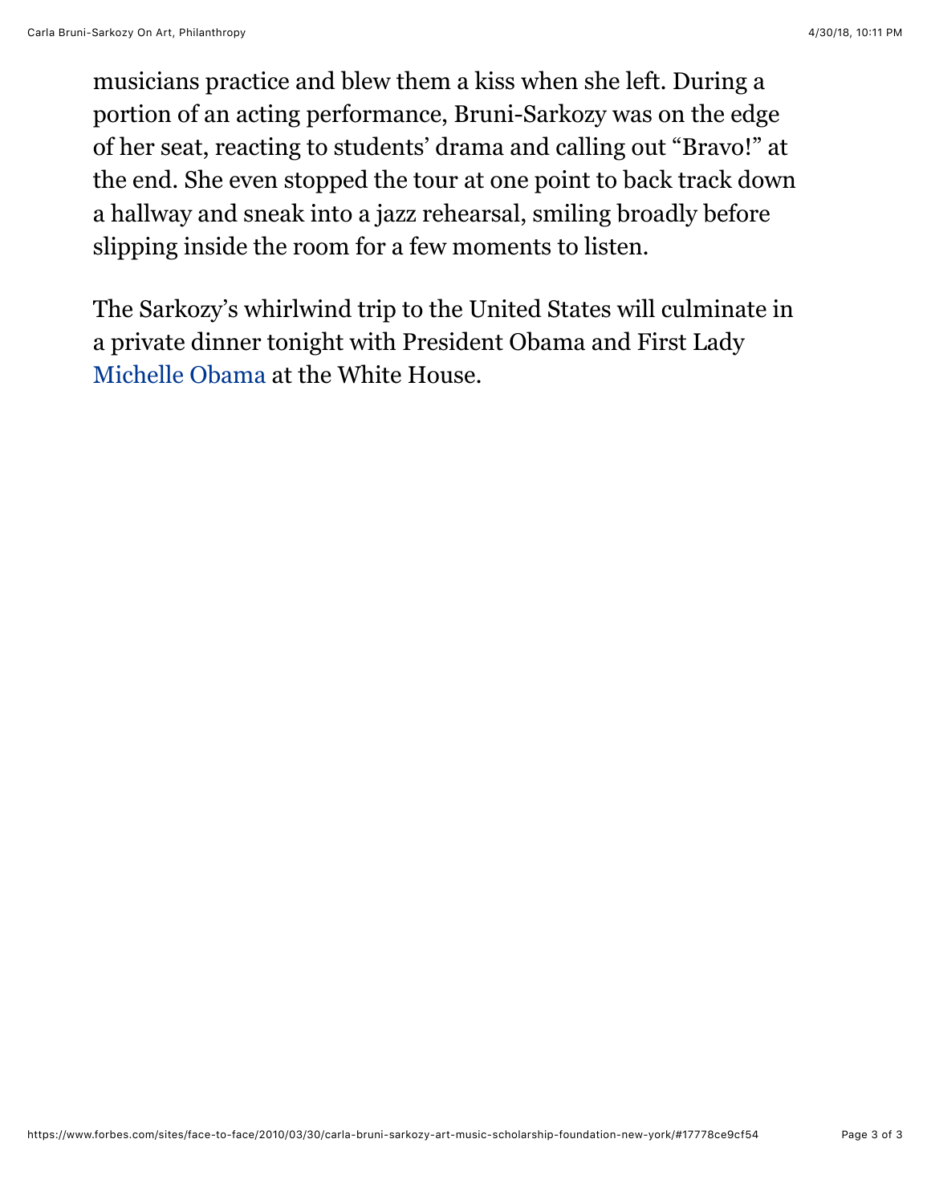musicians practice and blew them a kiss when she left. During a portion of an acting performance, Bruni-Sarkozy was on the edge of her seat, reacting to students' drama and calling out "Bravo!" at the end. She even stopped the tour at one point to back track down a hallway and sneak into a jazz rehearsal, smiling broadly before slipping inside the room for a few moments to listen.

The Sarkozy's whirlwind trip to the United States will culminate in a private dinner tonight with President Obama and First Lady Michelle Obama at the White House.